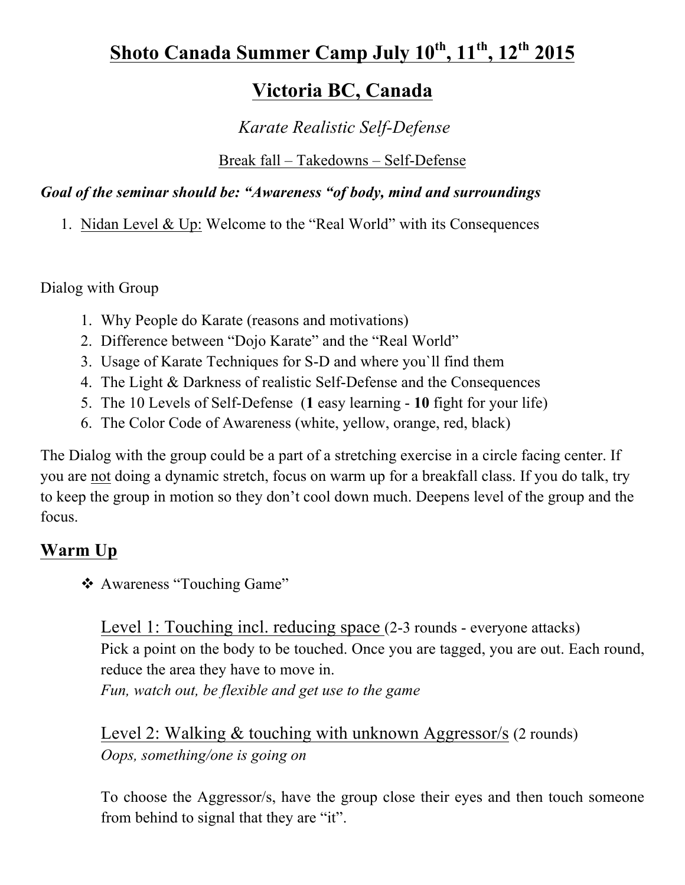# Shoto Canada Summer Camp July 10th, 11th, 12th 2015

# Victoria BC, Canada

*Karate Realistic Self-Defense*

Break fall – Takedowns – Self-Defense

***Goal of the seminar should be: "Awareness "of body, mind and surroundings***

1. Nidan Level & Up: Welcome to the "Real World" with its Consequences

Dialog with Group

1. Why People do Karate (reasons and motivations)
2. Difference between "Dojo Karate" and the "Real World"
3. Usage of Karate Techniques for S-D and where you`ll find them
4. The Light & Darkness of realistic Self-Defense and the Consequences
5. The 10 Levels of Self-Defense (**1** easy learning - **10** fight for your life)
6. The Color Code of Awareness (white, yellow, orange, red, black)

The Dialog with the group could be a part of a stretching exercise in a circle facing center. If you are not doing a dynamic stretch, focus on warm up for a breakfall class. If you do talk, try to keep the group in motion so they don't cool down much. Deepens level of the group and the focus.

## Warm Up

- Awareness "Touching Game"

  Level 1: Touching incl. reducing space (2-3 rounds - everyone attacks)
  Pick a point on the body to be touched. Once you are tagged, you are out. Each round, reduce the area they have to move in.
  *Fun, watch out, be flexible and get use to the game*

  Level 2: Walking & touching with unknown Aggressor/s (2 rounds)
  *Oops, something/one is going on*

  To choose the Aggressor/s, have the group close their eyes and then touch someone from behind to signal that they are "it".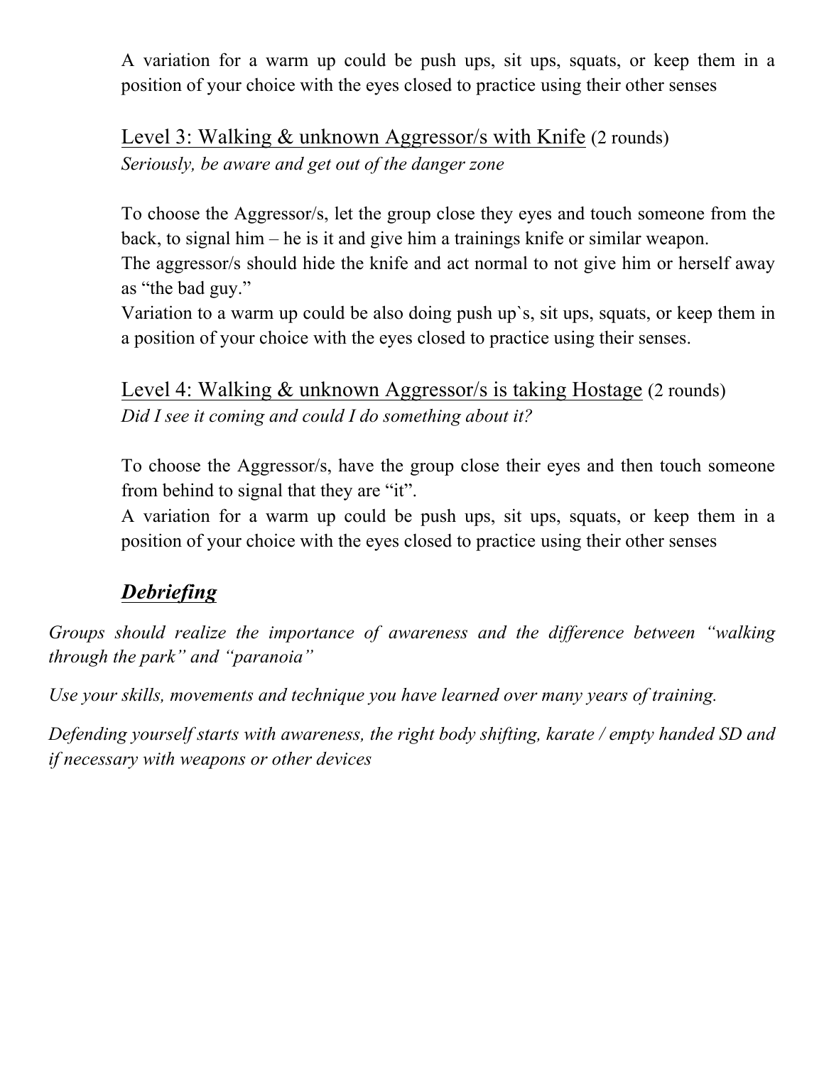A variation for a warm up could be push ups, sit ups, squats, or keep them in a position of your choice with the eyes closed to practice using their other senses

<u>Level 3: Walking & unknown Aggressor/s with Knife</u> (2 rounds)

*Seriously, be aware and get out of the danger zone*

To choose the Aggressor/s, let the group close they eyes and touch someone from the back, to signal him – he is it and give him a trainings knife or similar weapon.
The aggressor/s should hide the knife and act normal to not give him or herself away as "the bad guy."
Variation to a warm up could be also doing push up`s, sit ups, squats, or keep them in a position of your choice with the eyes closed to practice using their senses.

<u>Level 4: Walking & unknown Aggressor/s is taking Hostage</u> (2 rounds)

*Did I see it coming and could I do something about it?*

To choose the Aggressor/s, have the group close their eyes and then touch someone from behind to signal that they are "it".
A variation for a warm up could be push ups, sit ups, squats, or keep them in a position of your choice with the eyes closed to practice using their other senses

## ***<u>Debriefing</u>***

*Groups should realize the importance of awareness and the difference between "walking through the park" and "paranoia"*

*Use your skills, movements and technique you have learned over many years of training.*

*Defending yourself starts with awareness, the right body shifting, karate / empty handed SD and if necessary with weapons or other devices*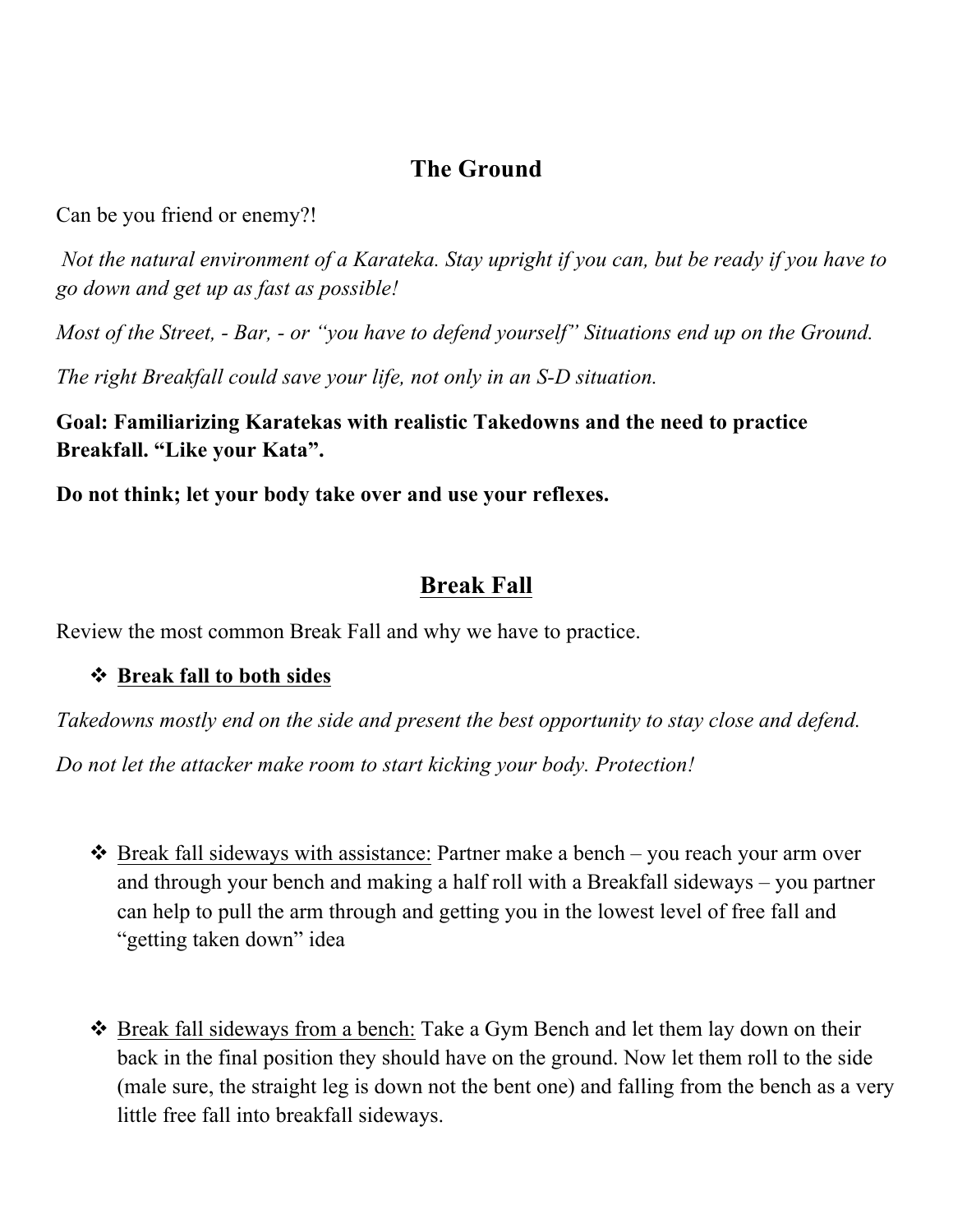## The Ground

Can be you friend or enemy?!

*Not the natural environment of a Karateka. Stay upright if you can, but be ready if you have to go down and get up as fast as possible!*

*Most of the Street, - Bar, - or "you have to defend yourself" Situations end up on the Ground.*

*The right Breakfall could save your life, not only in an S-D situation.*

**Goal: Familiarizing Karatekas with realistic Takedowns and the need to practice Breakfall. "Like your Kata".**

**Do not think; let your body take over and use your reflexes.**

## <u>Break Fall</u>

Review the most common Break Fall and why we have to practice.

- **<u>Break fall to both sides</u>**

*Takedowns mostly end on the side and present the best opportunity to stay close and defend.*

*Do not let the attacker make room to start kicking your body. Protection!*

- <u>Break fall sideways with assistance:</u> Partner make a bench – you reach your arm over and through your bench and making a half roll with a Breakfall sideways – you partner can help to pull the arm through and getting you in the lowest level of free fall and "getting taken down" idea

- <u>Break fall sideways from a bench:</u> Take a Gym Bench and let them lay down on their back in the final position they should have on the ground. Now let them roll to the side (male sure, the straight leg is down not the bent one) and falling from the bench as a very little free fall into breakfall sideways.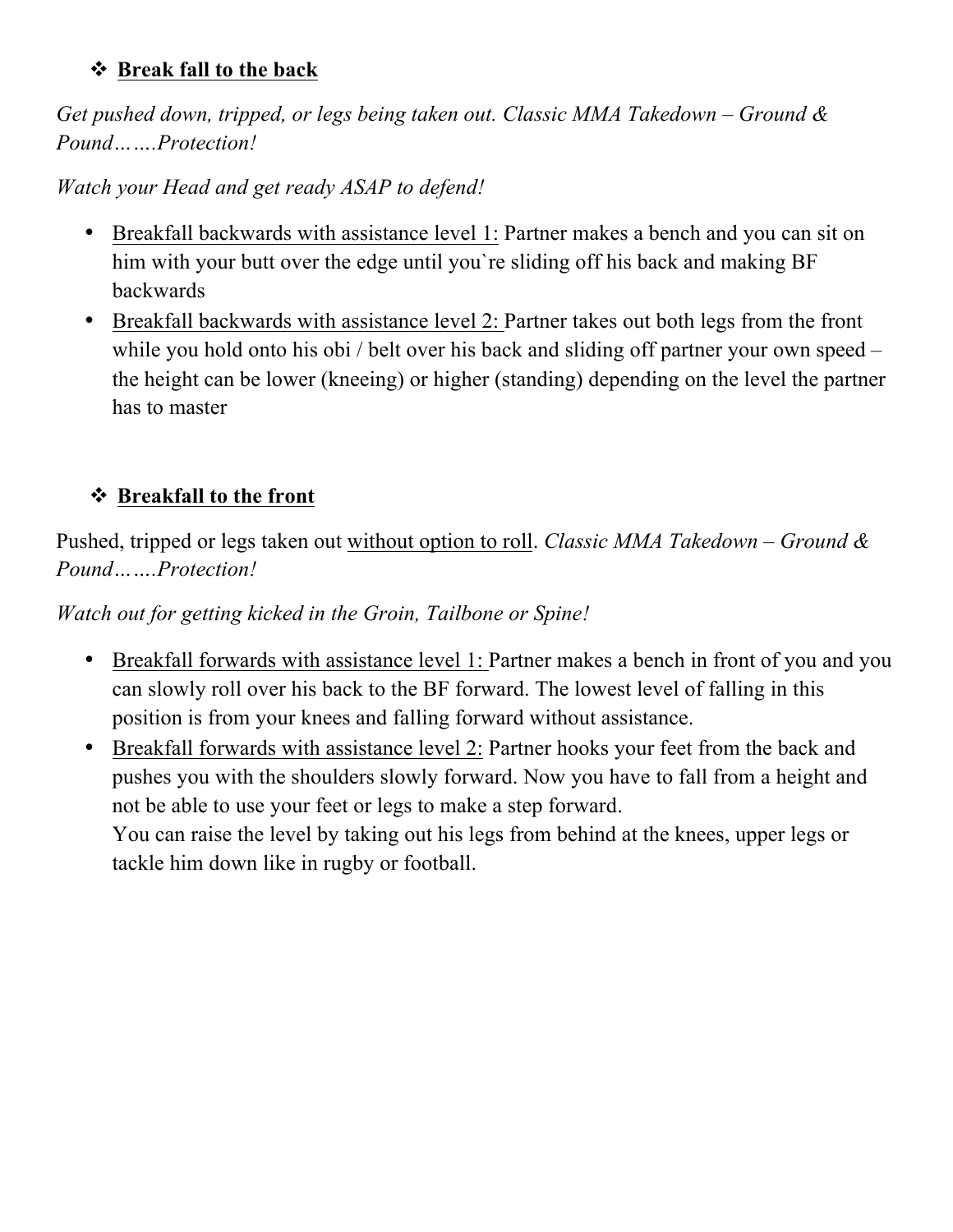- **<u>Break fall to the back</u>**

*Get pushed down, tripped, or legs being taken out. Classic MMA Takedown – Ground & Pound…….Protection!*

*Watch your Head and get ready ASAP to defend!*

- <u>Breakfall backwards with assistance level 1:</u> Partner makes a bench and you can sit on him with your butt over the edge until you`re sliding off his back and making BF backwards
- <u>Breakfall backwards with assistance level 2:</u> Partner takes out both legs from the front while you hold onto his obi / belt over his back and sliding off partner your own speed – the height can be lower (kneeing) or higher (standing) depending on the level the partner has to master

- **<u>Breakfall to the front</u>**

Pushed, tripped or legs taken out <u>without option to roll</u>. *Classic MMA Takedown – Ground & Pound…….Protection!*

*Watch out for getting kicked in the Groin, Tailbone or Spine!*

- <u>Breakfall forwards with assistance level 1:</u> Partner makes a bench in front of you and you can slowly roll over his back to the BF forward. The lowest level of falling in this position is from your knees and falling forward without assistance.
- <u>Breakfall forwards with assistance level 2:</u> Partner hooks your feet from the back and pushes you with the shoulders slowly forward. Now you have to fall from a height and not be able to use your feet or legs to make a step forward.
  You can raise the level by taking out his legs from behind at the knees, upper legs or tackle him down like in rugby or football.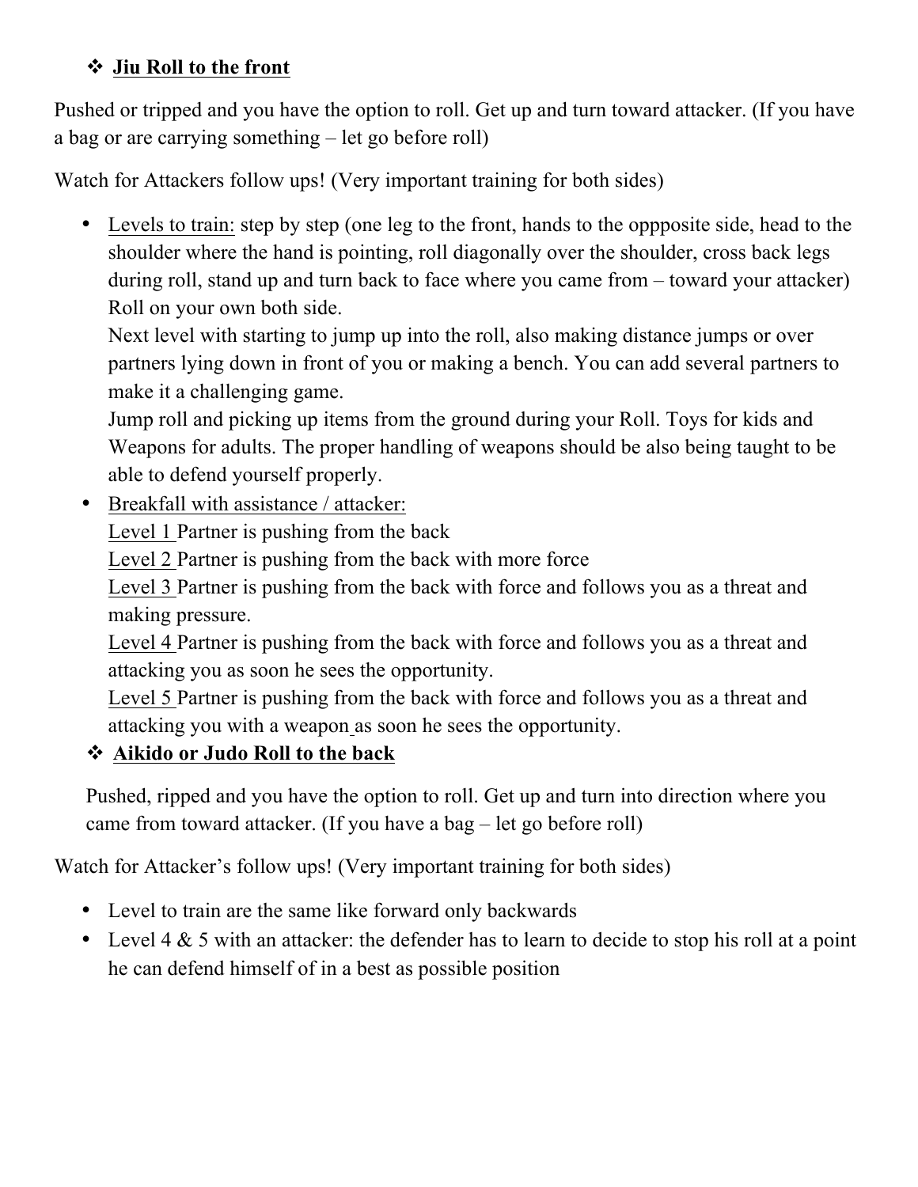- **Jiu Roll to the front**

Pushed or tripped and you have the option to roll. Get up and turn toward attacker. (If you have a bag or are carrying something – let go before roll)

Watch for Attackers follow ups! (Very important training for both sides)

- Levels to train: step by step (one leg to the front, hands to the oppposite side, head to the shoulder where the hand is pointing, roll diagonally over the shoulder, cross back legs during roll, stand up and turn back to face where you came from – toward your attacker) Roll on your own both side.
  Next level with starting to jump up into the roll, also making distance jumps or over partners lying down in front of you or making a bench. You can add several partners to make it a challenging game.
  Jump roll and picking up items from the ground during your Roll. Toys for kids and Weapons for adults. The proper handling of weapons should be also being taught to be able to defend yourself properly.
- Breakfall with assistance / attacker:
  Level 1 Partner is pushing from the back
  Level 2 Partner is pushing from the back with more force
  Level 3 Partner is pushing from the back with force and follows you as a threat and making pressure.
  Level 4 Partner is pushing from the back with force and follows you as a threat and attacking you as soon he sees the opportunity.
  Level 5 Partner is pushing from the back with force and follows you as a threat and attacking you with a weapon as soon he sees the opportunity.

- **Aikido or Judo Roll to the back**

Pushed, ripped and you have the option to roll. Get up and turn into direction where you came from toward attacker. (If you have a bag – let go before roll)

Watch for Attacker's follow ups! (Very important training for both sides)

- Level to train are the same like forward only backwards
- Level 4 & 5 with an attacker: the defender has to learn to decide to stop his roll at a point he can defend himself of in a best as possible position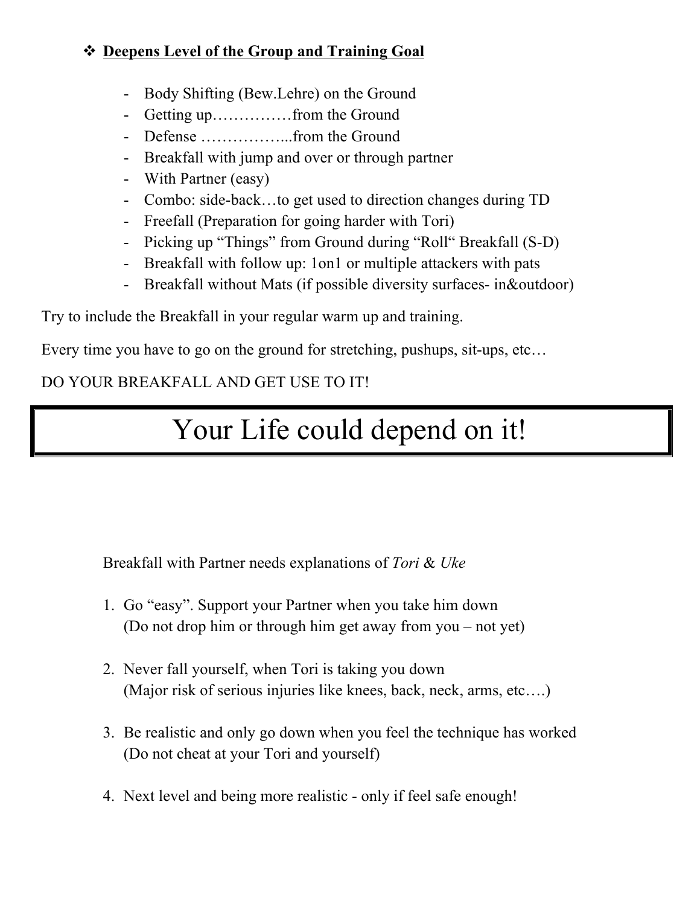- **<u>Deepens Level of the Group and Training Goal</u>**

  - Body Shifting (Bew.Lehre) on the Ground
  - Getting up……………from the Ground
  - Defense ……………...from the Ground
  - Breakfall with jump and over or through partner
  - With Partner (easy)
  - Combo: side-back…to get used to direction changes during TD
  - Freefall (Preparation for going harder with Tori)
  - Picking up "Things" from Ground during "Roll" Breakfall (S-D)
  - Breakfall with follow up: 1on1 or multiple attackers with pats
  - Breakfall without Mats (if possible diversity surfaces- in&outdoor)

Try to include the Breakfall in your regular warm up and training.

Every time you have to go on the ground for stretching, pushups, sit-ups, etc…

DO YOUR BREAKFALL AND GET USE TO IT!

# Your Life could depend on it!

Breakfall with Partner needs explanations of *Tori* & *Uke*

1. Go "easy". Support your Partner when you take him down
   (Do not drop him or through him get away from you – not yet)

2. Never fall yourself, when Tori is taking you down
   (Major risk of serious injuries like knees, back, neck, arms, etc….)

3. Be realistic and only go down when you feel the technique has worked
   (Do not cheat at your Tori and yourself)

4. Next level and being more realistic - only if feel safe enough!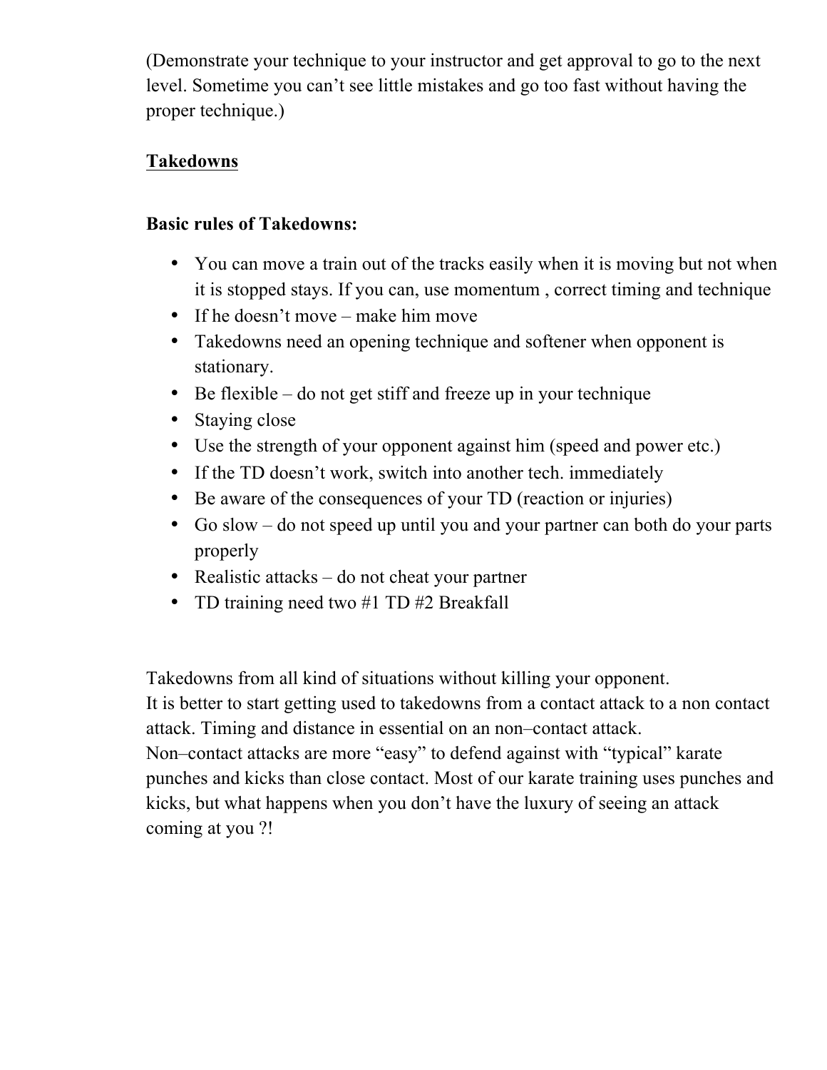(Demonstrate your technique to your instructor and get approval to go to the next level. Sometime you can't see little mistakes and go too fast without having the proper technique.)

<u>**Takedowns**</u>

**Basic rules of Takedowns:**

- You can move a train out of the tracks easily when it is moving but not when it is stopped stays. If you can, use momentum , correct timing and technique
- If he doesn't move – make him move
- Takedowns need an opening technique and softener when opponent is stationary.
- Be flexible – do not get stiff and freeze up in your technique
- Staying close
- Use the strength of your opponent against him (speed and power etc.)
- If the TD doesn't work, switch into another tech. immediately
- Be aware of the consequences of your TD (reaction or injuries)
- Go slow – do not speed up until you and your partner can both do your parts properly
- Realistic attacks – do not cheat your partner
- TD training need two #1 TD #2 Breakfall

Takedowns from all kind of situations without killing your opponent.
It is better to start getting used to takedowns from a contact attack to a non contact attack. Timing and distance in essential on an non–contact attack.
Non–contact attacks are more "easy" to defend against with "typical" karate punches and kicks than close contact. Most of our karate training uses punches and kicks, but what happens when you don't have the luxury of seeing an attack coming at you ?!